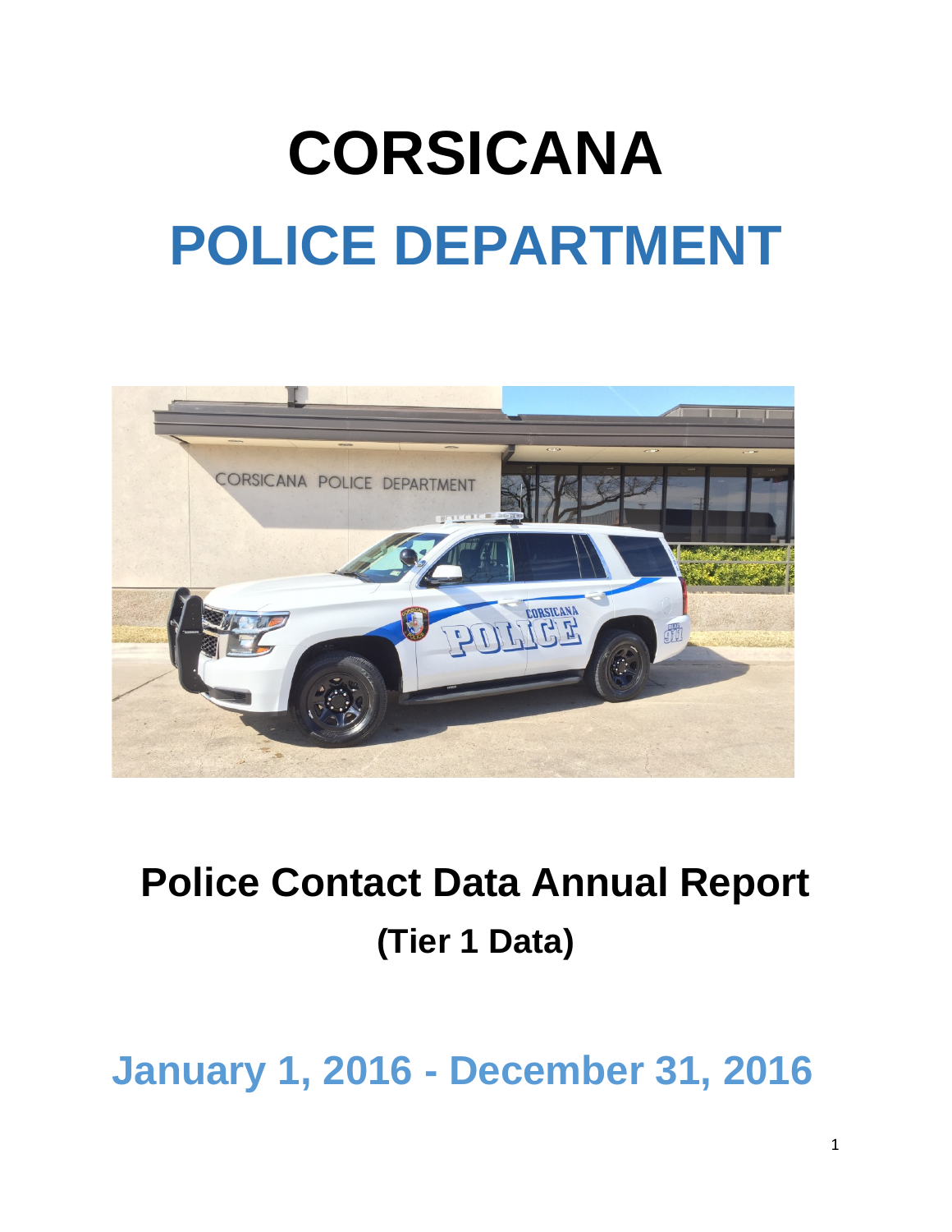# CORSICANA

# POLICE DEPARTMENT

## Police Contact Data Annual Report

### (Tier 1 Data)

## January 1, 2016 - December 31, 2016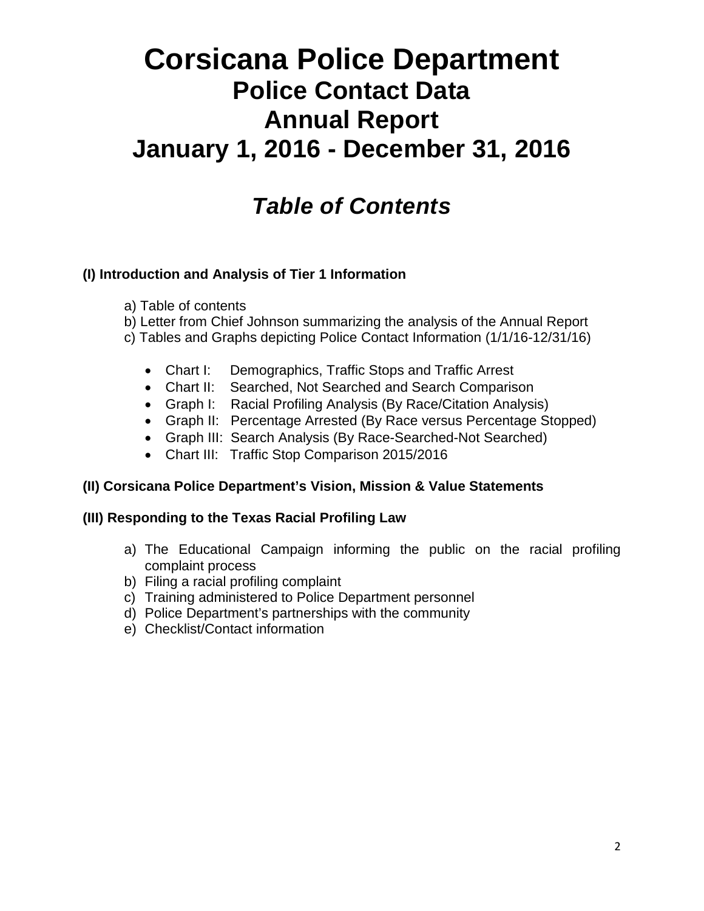# Corsicana Police Department
## Police Contact Data
## Annual Report
## January 1, 2016 - December 31, 2016

## *Table of Contents*

**(I) Introduction and Analysis of Tier 1 Information**

a) Table of contents
b) Letter from Chief Johnson summarizing the analysis of the Annual Report
c) Tables and Graphs depicting Police Contact Information (1/1/16-12/31/16)

- Chart I: Demographics, Traffic Stops and Traffic Arrest
- Chart II: Searched, Not Searched and Search Comparison
- Graph I: Racial Profiling Analysis (By Race/Citation Analysis)
- Graph II: Percentage Arrested (By Race versus Percentage Stopped)
- Graph III: Search Analysis (By Race-Searched-Not Searched)
- Chart III: Traffic Stop Comparison 2015/2016

**(II) Corsicana Police Department's Vision, Mission & Value Statements**

**(III) Responding to the Texas Racial Profiling Law**

a) The Educational Campaign informing the public on the racial profiling complaint process
b) Filing a racial profiling complaint
c) Training administered to Police Department personnel
d) Police Department's partnerships with the community
e) Checklist/Contact information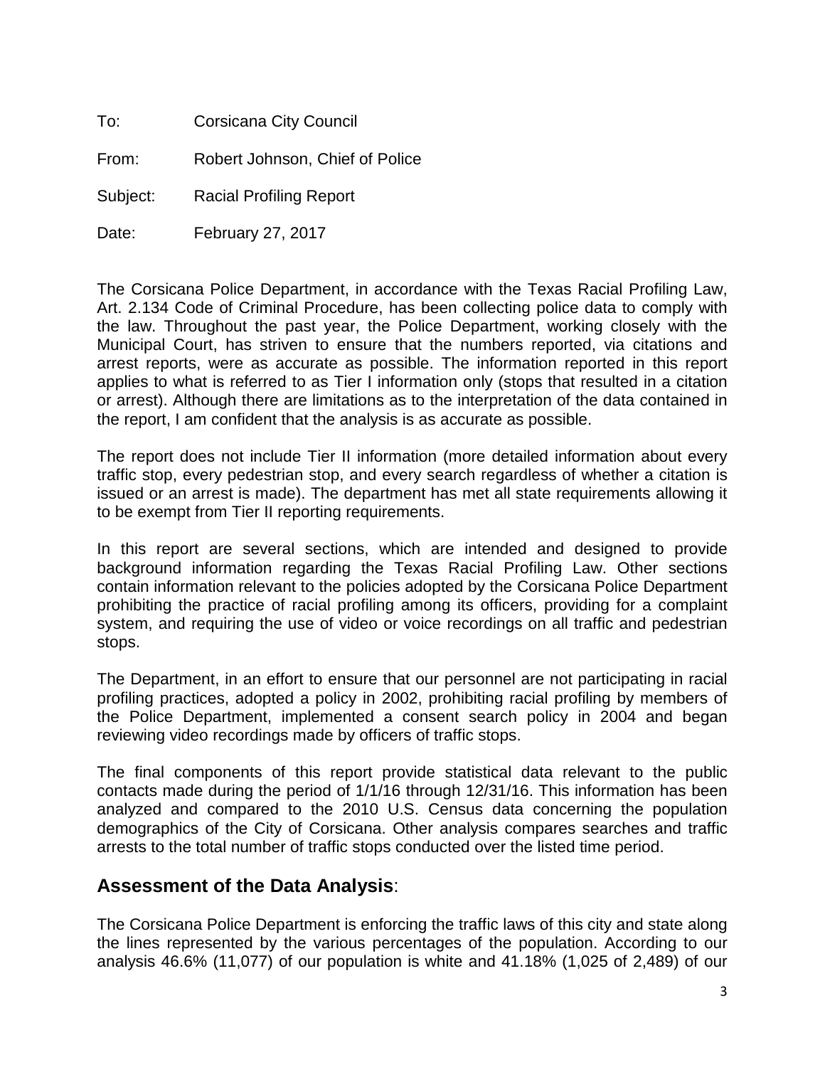To: Corsicana City Council

From: Robert Johnson, Chief of Police

Subject: Racial Profiling Report

Date: February 27, 2017

The Corsicana Police Department, in accordance with the Texas Racial Profiling Law, Art. 2.134 Code of Criminal Procedure, has been collecting police data to comply with the law. Throughout the past year, the Police Department, working closely with the Municipal Court, has striven to ensure that the numbers reported, via citations and arrest reports, were as accurate as possible. The information reported in this report applies to what is referred to as Tier I information only (stops that resulted in a citation or arrest). Although there are limitations as to the interpretation of the data contained in the report, I am confident that the analysis is as accurate as possible.

The report does not include Tier II information (more detailed information about every traffic stop, every pedestrian stop, and every search regardless of whether a citation is issued or an arrest is made). The department has met all state requirements allowing it to be exempt from Tier II reporting requirements.

In this report are several sections, which are intended and designed to provide background information regarding the Texas Racial Profiling Law. Other sections contain information relevant to the policies adopted by the Corsicana Police Department prohibiting the practice of racial profiling among its officers, providing for a complaint system, and requiring the use of video or voice recordings on all traffic and pedestrian stops.

The Department, in an effort to ensure that our personnel are not participating in racial profiling practices, adopted a policy in 2002, prohibiting racial profiling by members of the Police Department, implemented a consent search policy in 2004 and began reviewing video recordings made by officers of traffic stops.

The final components of this report provide statistical data relevant to the public contacts made during the period of 1/1/16 through 12/31/16. This information has been analyzed and compared to the 2010 U.S. Census data concerning the population demographics of the City of Corsicana. Other analysis compares searches and traffic arrests to the total number of traffic stops conducted over the listed time period.

## **Assessment of the Data Analysis**:

The Corsicana Police Department is enforcing the traffic laws of this city and state along the lines represented by the various percentages of the population. According to our analysis 46.6% (11,077) of our population is white and 41.18% (1,025 of 2,489) of our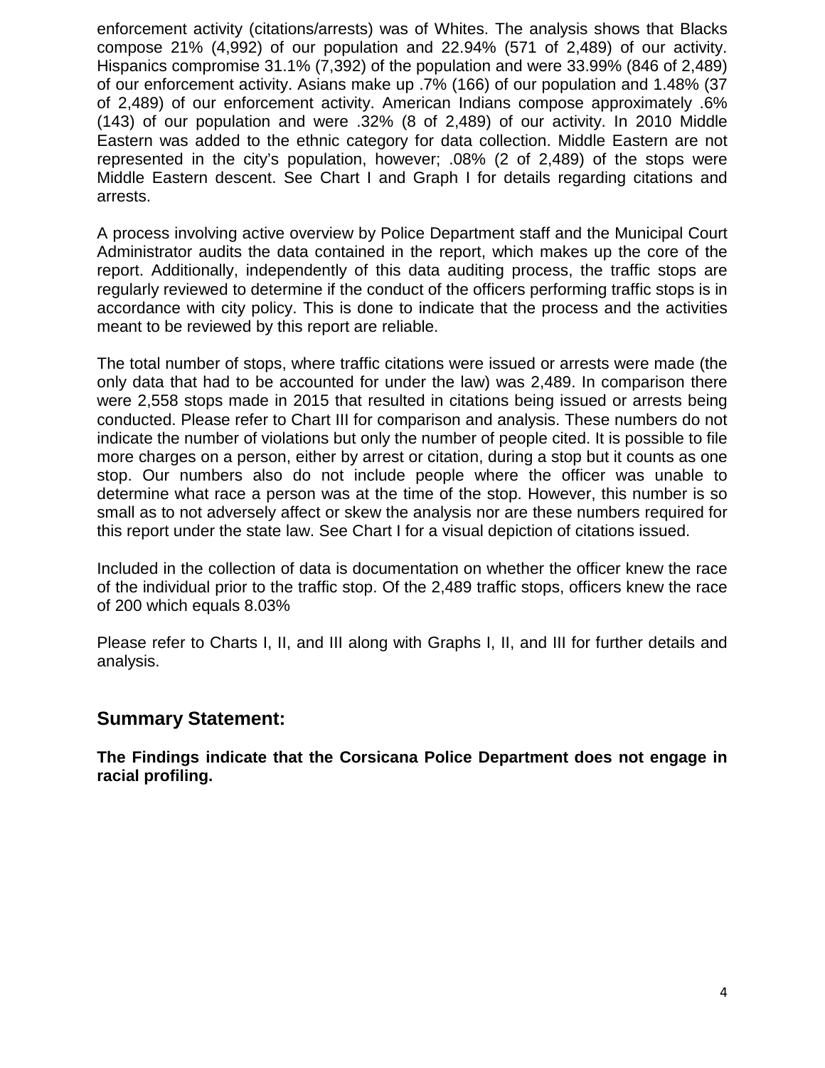enforcement activity (citations/arrests) was of Whites. The analysis shows that Blacks compose 21% (4,992) of our population and 22.94% (571 of 2,489) of our activity. Hispanics compromise 31.1% (7,392) of the population and were 33.99% (846 of 2,489) of our enforcement activity. Asians make up .7% (166) of our population and 1.48% (37 of 2,489) of our enforcement activity. American Indians compose approximately .6% (143) of our population and were .32% (8 of 2,489) of our activity. In 2010 Middle Eastern was added to the ethnic category for data collection. Middle Eastern are not represented in the city's population, however; .08% (2 of 2,489) of the stops were Middle Eastern descent. See Chart I and Graph I for details regarding citations and arrests.

A process involving active overview by Police Department staff and the Municipal Court Administrator audits the data contained in the report, which makes up the core of the report. Additionally, independently of this data auditing process, the traffic stops are regularly reviewed to determine if the conduct of the officers performing traffic stops is in accordance with city policy. This is done to indicate that the process and the activities meant to be reviewed by this report are reliable.

The total number of stops, where traffic citations were issued or arrests were made (the only data that had to be accounted for under the law) was 2,489. In comparison there were 2,558 stops made in 2015 that resulted in citations being issued or arrests being conducted. Please refer to Chart III for comparison and analysis. These numbers do not indicate the number of violations but only the number of people cited. It is possible to file more charges on a person, either by arrest or citation, during a stop but it counts as one stop. Our numbers also do not include people where the officer was unable to determine what race a person was at the time of the stop. However, this number is so small as to not adversely affect or skew the analysis nor are these numbers required for this report under the state law. See Chart I for a visual depiction of citations issued.

Included in the collection of data is documentation on whether the officer knew the race of the individual prior to the traffic stop. Of the 2,489 traffic stops, officers knew the race of 200 which equals 8.03%

Please refer to Charts I, II, and III along with Graphs I, II, and III for further details and analysis.

## Summary Statement:

**The Findings indicate that the Corsicana Police Department does not engage in racial profiling.**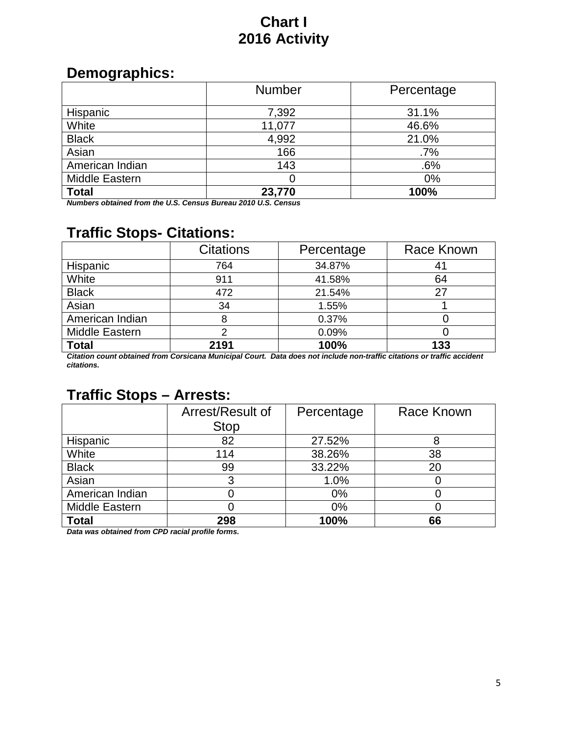# Chart I
# 2016 Activity

## Demographics:

| | Number | Percentage |
|---|---|---|
| Hispanic | 7,392 | 31.1% |
| White | 11,077 | 46.6% |
| Black | 4,992 | 21.0% |
| Asian | 166 | .7% |
| American Indian | 143 | .6% |
| Middle Eastern | 0 | 0% |
| **Total** | **23,770** | **100%** |

***Numbers obtained from the U.S. Census Bureau 2010 U.S. Census***

## Traffic Stops- Citations:

| | Citations | Percentage | Race Known |
|---|---|---|---|
| Hispanic | 764 | 34.87% | 41 |
| White | 911 | 41.58% | 64 |
| Black | 472 | 21.54% | 27 |
| Asian | 34 | 1.55% | 1 |
| American Indian | 8 | 0.37% | 0 |
| Middle Eastern | 2 | 0.09% | 0 |
| **Total** | **2191** | **100%** | **133** |

***Citation count obtained from Corsicana Municipal Court. Data does not include non-traffic citations or traffic accident citations.***

## Traffic Stops – Arrests:

| | Arrest/Result of Stop | Percentage | Race Known |
|---|---|---|---|
| Hispanic | 82 | 27.52% | 8 |
| White | 114 | 38.26% | 38 |
| Black | 99 | 33.22% | 20 |
| Asian | 3 | 1.0% | 0 |
| American Indian | 0 | 0% | 0 |
| Middle Eastern | 0 | 0% | 0 |
| **Total** | **298** | **100%** | **66** |

***Data was obtained from CPD racial profile forms.***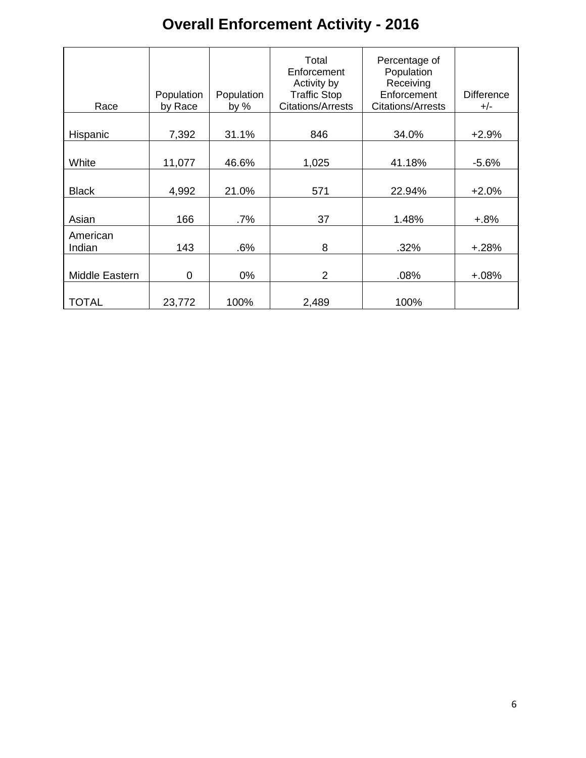# Overall Enforcement Activity - 2016

| Race | Population by Race | Population by % | Total Enforcement Activity by Traffic Stop Citations/Arrests | Percentage of Population Receiving Enforcement Citations/Arrests | Difference +/- |
|---|---|---|---|---|---|
| Hispanic | 7,392 | 31.1% | 846 | 34.0% | +2.9% |
| White | 11,077 | 46.6% | 1,025 | 41.18% | -5.6% |
| Black | 4,992 | 21.0% | 571 | 22.94% | +2.0% |
| Asian | 166 | .7% | 37 | 1.48% | +.8% |
| American Indian | 143 | .6% | 8 | .32% | +.28% |
| Middle Eastern | 0 | 0% | 2 | .08% | +.08% |
| TOTAL | 23,772 | 100% | 2,489 | 100% | |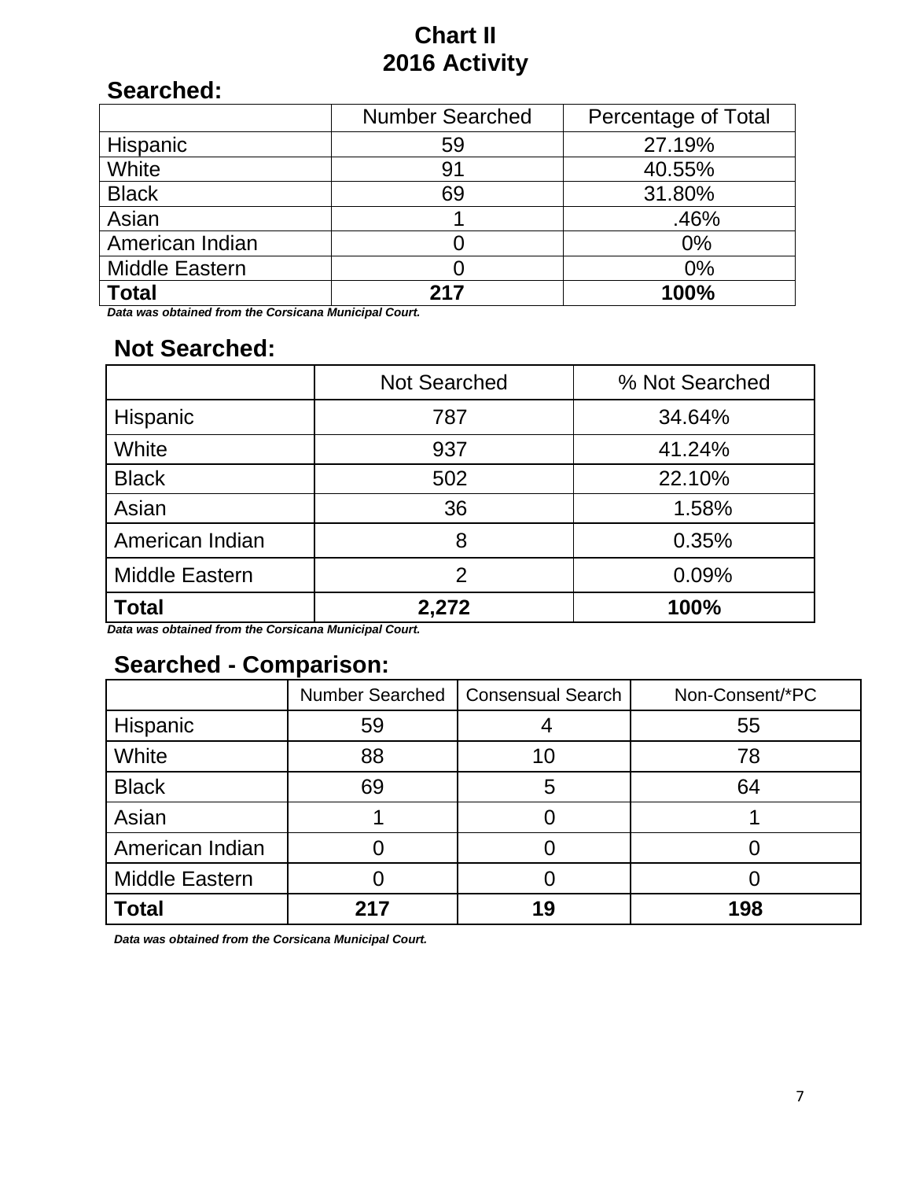# Chart II
# 2016 Activity

## Searched:

| | Number Searched | Percentage of Total |
|---|---|---|
| Hispanic | 59 | 27.19% |
| White | 91 | 40.55% |
| Black | 69 | 31.80% |
| Asian | 1 | .46% |
| American Indian | 0 | 0% |
| Middle Eastern | 0 | 0% |
| **Total** | **217** | **100%** |

***Data was obtained from the Corsicana Municipal Court.***

## Not Searched:

| | Not Searched | % Not Searched |
|---|---|---|
| Hispanic | 787 | 34.64% |
| White | 937 | 41.24% |
| Black | 502 | 22.10% |
| Asian | 36 | 1.58% |
| American Indian | 8 | 0.35% |
| Middle Eastern | 2 | 0.09% |
| **Total** | **2,272** | **100%** |

***Data was obtained from the Corsicana Municipal Court.***

## Searched - Comparison:

| | Number Searched | Consensual Search | Non-Consent/*PC |
|---|---|---|---|
| Hispanic | 59 | 4 | 55 |
| White | 88 | 10 | 78 |
| Black | 69 | 5 | 64 |
| Asian | 1 | 0 | 1 |
| American Indian | 0 | 0 | 0 |
| Middle Eastern | 0 | 0 | 0 |
| **Total** | **217** | **19** | **198** |

***Data was obtained from the Corsicana Municipal Court.***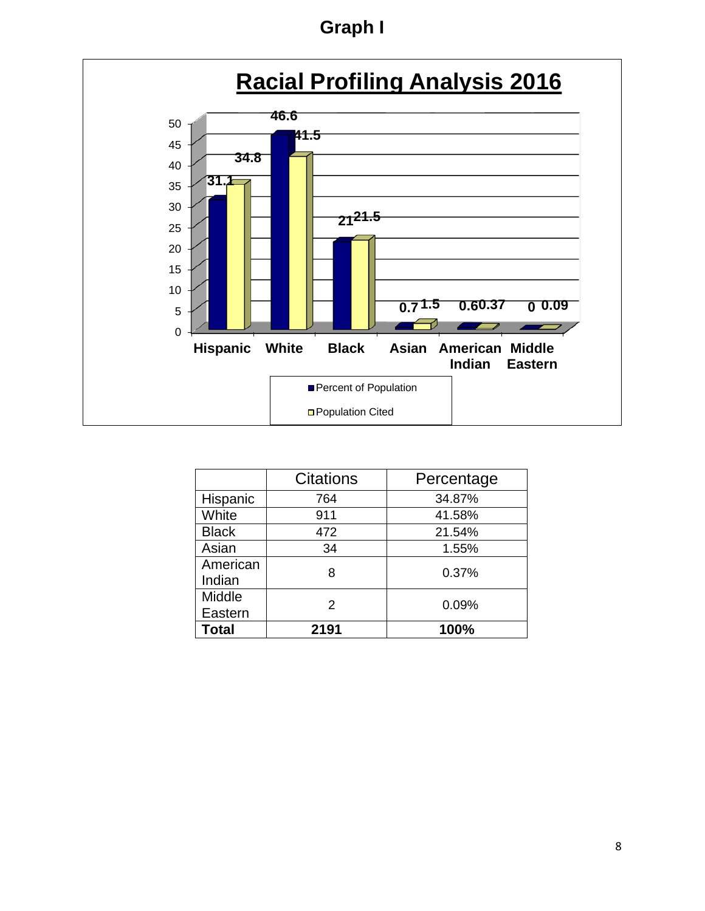# Graph I

## Racial Profiling Analysis 2016

| | Percent of Population | Population Cited |
|---|---|---|
| Hispanic | 31.1 | 34.8 |
| White | 46.6 | 41.5 |
| Black | 21 | 21.5 |
| Asian | 0.7 | 1.5 |
| American Indian | 0.6 | 0.37 |
| Middle Eastern | 0 | 0.09 |

| | Citations | Percentage |
|---|---|---|
| Hispanic | 764 | 34.87% |
| White | 911 | 41.58% |
| Black | 472 | 21.54% |
| Asian | 34 | 1.55% |
| American Indian | 8 | 0.37% |
| Middle Eastern | 2 | 0.09% |
| **Total** | **2191** | **100%** |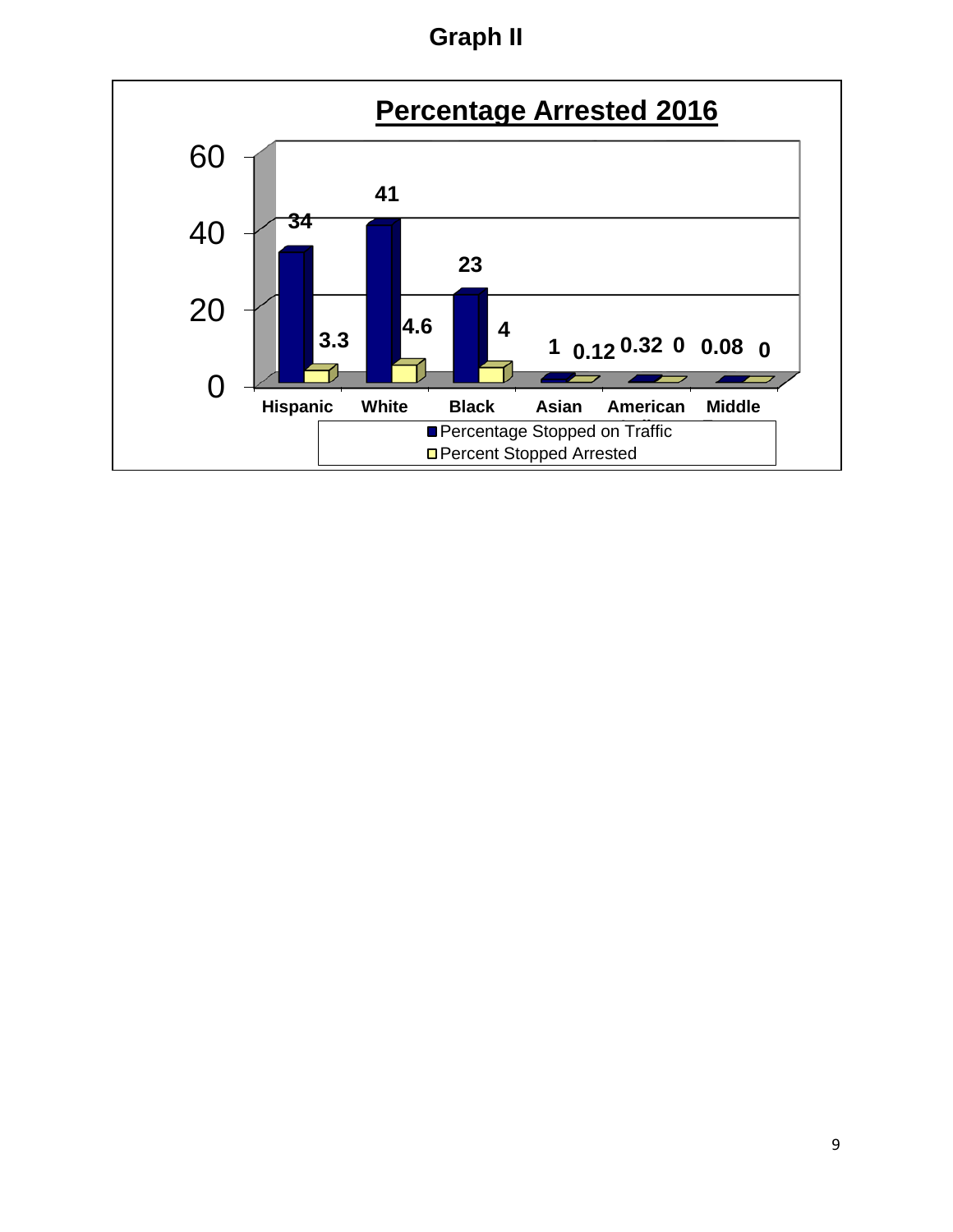## Graph II

**Percentage Arrested 2016**

| | Percentage Stopped on Traffic | Percent Stopped Arrested |
|---|---|---|
| Hispanic | 34 | 3.3 |
| White | 41 | 4.6 |
| Black | 23 | 4 |
| Asian | 1 | 0.12 |
| American | 0.32 | 0 |
| Middle | 0.08 | 0 |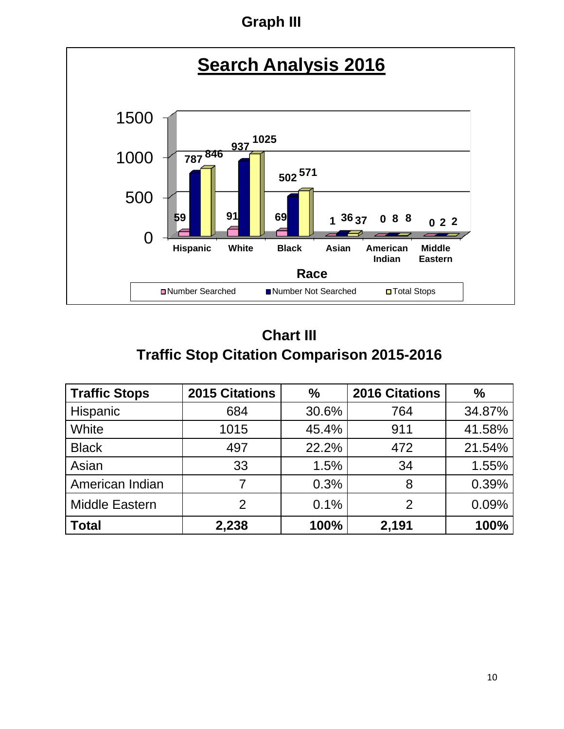# Graph III

## Search Analysis 2016

| Race | Number Searched | Number Not Searched | Total Stops |
|---|---|---|---|
| Hispanic | 59 | 787 | 846 |
| White | 91 | 937 | 1025 |
| Black | 69 | 502 | 571 |
| Asian | 1 | 36 | 37 |
| American Indian | 0 | 8 | 8 |
| Middle Eastern | 0 | 2 | 2 |

# Chart III

## Traffic Stop Citation Comparison 2015-2016

| Traffic Stops | 2015 Citations | % | 2016 Citations | % |
|---|---|---|---|---|
| Hispanic | 684 | 30.6% | 764 | 34.87% |
| White | 1015 | 45.4% | 911 | 41.58% |
| Black | 497 | 22.2% | 472 | 21.54% |
| Asian | 33 | 1.5% | 34 | 1.55% |
| American Indian | 7 | 0.3% | 8 | 0.39% |
| Middle Eastern | 2 | 0.1% | 2 | 0.09% |
| **Total** | **2,238** | **100%** | **2,191** | **100%** |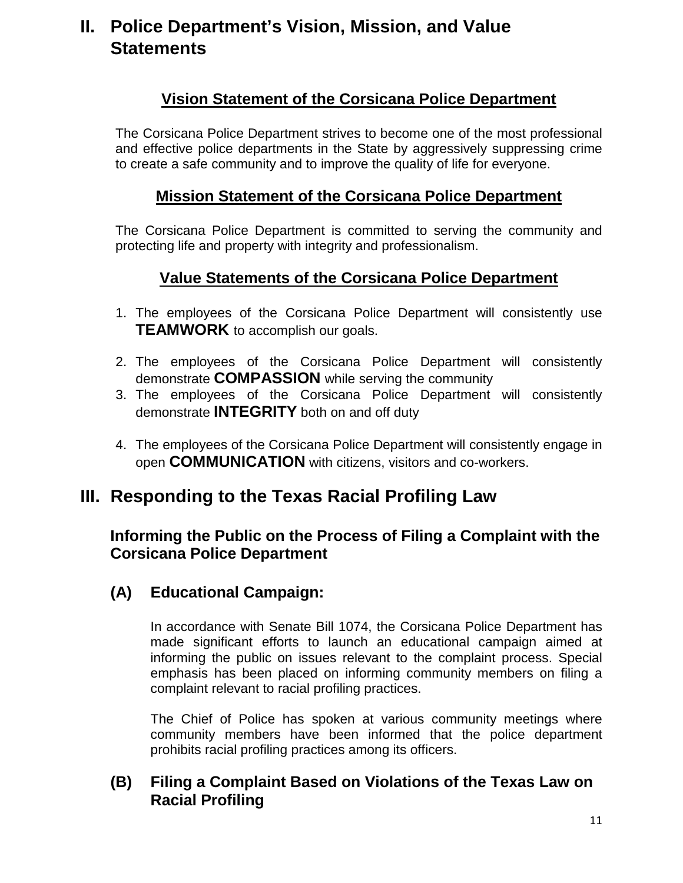# II. Police Department's Vision, Mission, and Value Statements

### Vision Statement of the Corsicana Police Department

The Corsicana Police Department strives to become one of the most professional and effective police departments in the State by aggressively suppressing crime to create a safe community and to improve the quality of life for everyone.

### Mission Statement of the Corsicana Police Department

The Corsicana Police Department is committed to serving the community and protecting life and property with integrity and professionalism.

### Value Statements of the Corsicana Police Department

1. The employees of the Corsicana Police Department will consistently use **TEAMWORK** to accomplish our goals.
2. The employees of the Corsicana Police Department will consistently demonstrate **COMPASSION** while serving the community
3. The employees of the Corsicana Police Department will consistently demonstrate **INTEGRITY** both on and off duty
4. The employees of the Corsicana Police Department will consistently engage in open **COMMUNICATION** with citizens, visitors and co-workers.

# III. Responding to the Texas Racial Profiling Law

## Informing the Public on the Process of Filing a Complaint with the Corsicana Police Department

## (A) Educational Campaign:

In accordance with Senate Bill 1074, the Corsicana Police Department has made significant efforts to launch an educational campaign aimed at informing the public on issues relevant to the complaint process. Special emphasis has been placed on informing community members on filing a complaint relevant to racial profiling practices.

The Chief of Police has spoken at various community meetings where community members have been informed that the police department prohibits racial profiling practices among its officers.

## (B) Filing a Complaint Based on Violations of the Texas Law on Racial Profiling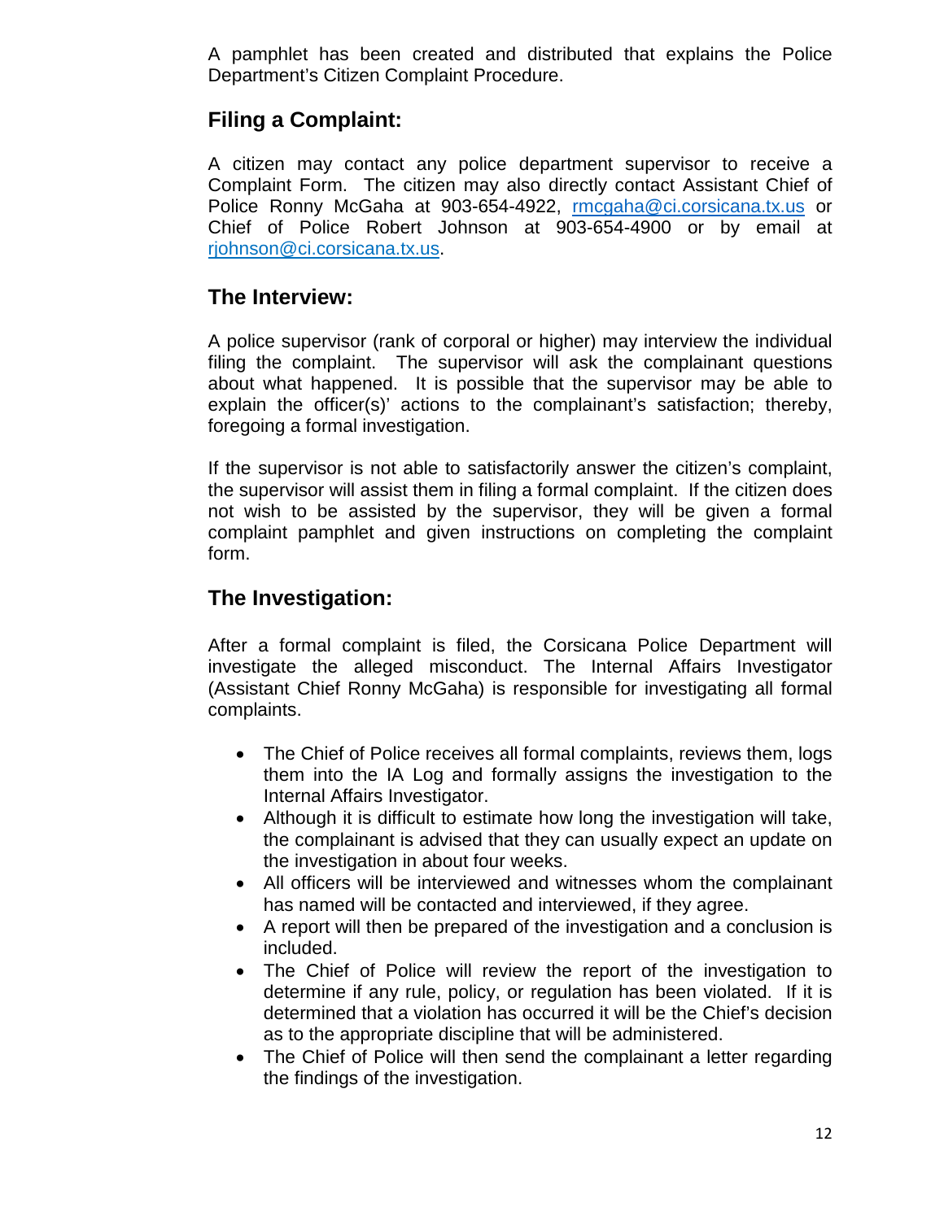A pamphlet has been created and distributed that explains the Police Department's Citizen Complaint Procedure.

## Filing a Complaint:

A citizen may contact any police department supervisor to receive a Complaint Form. The citizen may also directly contact Assistant Chief of Police Ronny McGaha at 903-654-4922, rmcgaha@ci.corsicana.tx.us or Chief of Police Robert Johnson at 903-654-4900 or by email at rjohnson@ci.corsicana.tx.us.

## The Interview:

A police supervisor (rank of corporal or higher) may interview the individual filing the complaint. The supervisor will ask the complainant questions about what happened. It is possible that the supervisor may be able to explain the officer(s)' actions to the complainant's satisfaction; thereby, foregoing a formal investigation.

If the supervisor is not able to satisfactorily answer the citizen's complaint, the supervisor will assist them in filing a formal complaint. If the citizen does not wish to be assisted by the supervisor, they will be given a formal complaint pamphlet and given instructions on completing the complaint form.

## The Investigation:

After a formal complaint is filed, the Corsicana Police Department will investigate the alleged misconduct. The Internal Affairs Investigator (Assistant Chief Ronny McGaha) is responsible for investigating all formal complaints.

- The Chief of Police receives all formal complaints, reviews them, logs them into the IA Log and formally assigns the investigation to the Internal Affairs Investigator.
- Although it is difficult to estimate how long the investigation will take, the complainant is advised that they can usually expect an update on the investigation in about four weeks.
- All officers will be interviewed and witnesses whom the complainant has named will be contacted and interviewed, if they agree.
- A report will then be prepared of the investigation and a conclusion is included.
- The Chief of Police will review the report of the investigation to determine if any rule, policy, or regulation has been violated. If it is determined that a violation has occurred it will be the Chief's decision as to the appropriate discipline that will be administered.
- The Chief of Police will then send the complainant a letter regarding the findings of the investigation.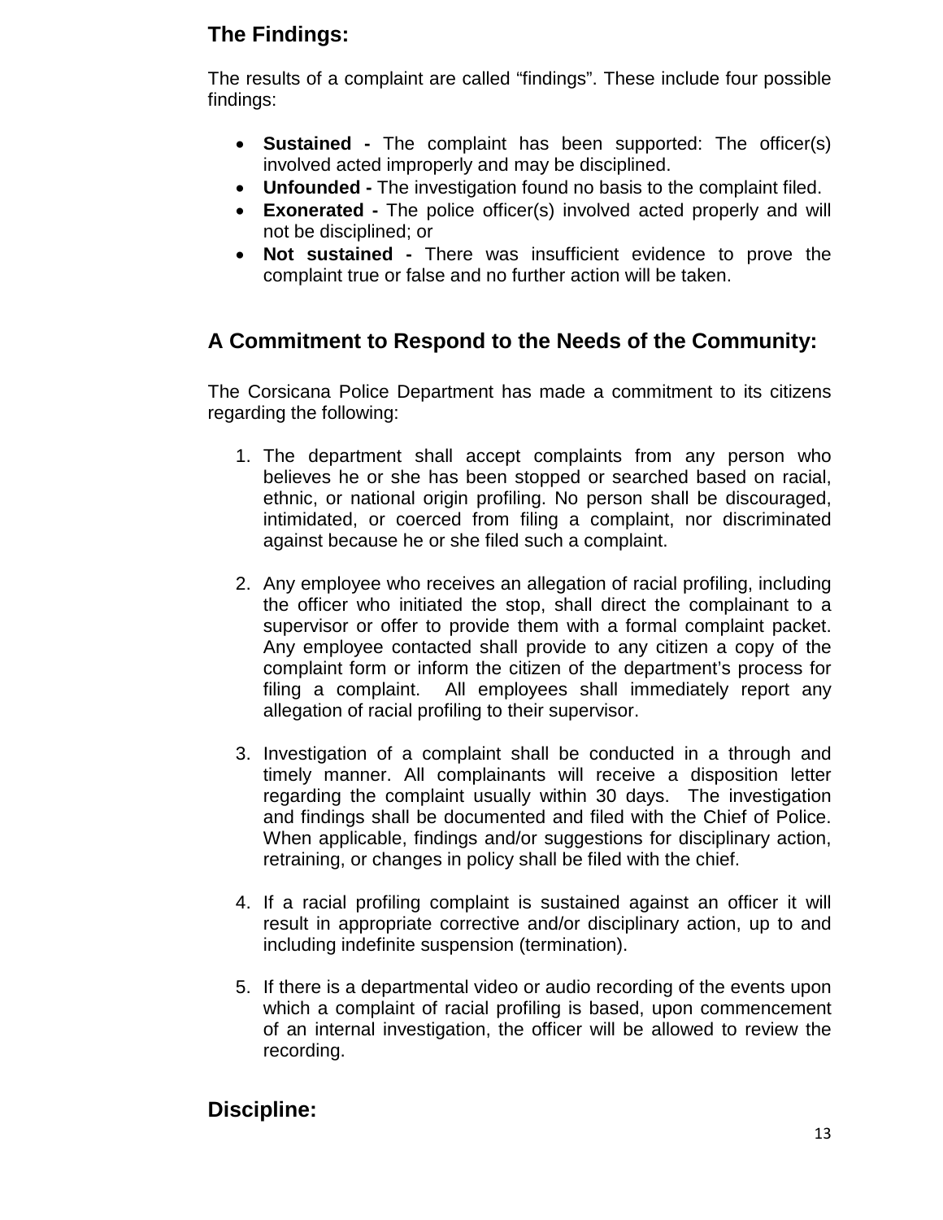## The Findings:

The results of a complaint are called “findings”. These include four possible findings:

- **Sustained -** The complaint has been supported: The officer(s) involved acted improperly and may be disciplined.
- **Unfounded -** The investigation found no basis to the complaint filed.
- **Exonerated -** The police officer(s) involved acted properly and will not be disciplined; or
- **Not sustained -** There was insufficient evidence to prove the complaint true or false and no further action will be taken.

## A Commitment to Respond to the Needs of the Community:

The Corsicana Police Department has made a commitment to its citizens regarding the following:

1. The department shall accept complaints from any person who believes he or she has been stopped or searched based on racial, ethnic, or national origin profiling. No person shall be discouraged, intimidated, or coerced from filing a complaint, nor discriminated against because he or she filed such a complaint.

2. Any employee who receives an allegation of racial profiling, including the officer who initiated the stop, shall direct the complainant to a supervisor or offer to provide them with a formal complaint packet. Any employee contacted shall provide to any citizen a copy of the complaint form or inform the citizen of the department’s process for filing a complaint. All employees shall immediately report any allegation of racial profiling to their supervisor.

3. Investigation of a complaint shall be conducted in a through and timely manner. All complainants will receive a disposition letter regarding the complaint usually within 30 days. The investigation and findings shall be documented and filed with the Chief of Police. When applicable, findings and/or suggestions for disciplinary action, retraining, or changes in policy shall be filed with the chief.

4. If a racial profiling complaint is sustained against an officer it will result in appropriate corrective and/or disciplinary action, up to and including indefinite suspension (termination).

5. If there is a departmental video or audio recording of the events upon which a complaint of racial profiling is based, upon commencement of an internal investigation, the officer will be allowed to review the recording.

## Discipline: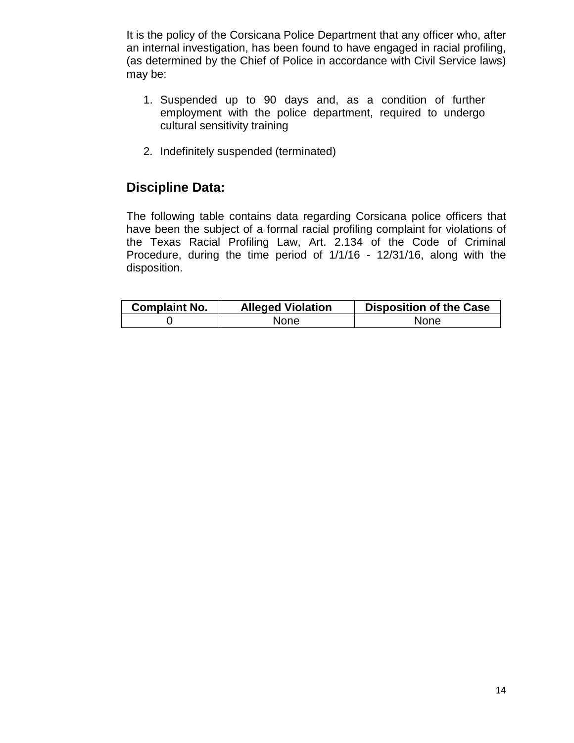It is the policy of the Corsicana Police Department that any officer who, after an internal investigation, has been found to have engaged in racial profiling, (as determined by the Chief of Police in accordance with Civil Service laws) may be:

1. Suspended up to 90 days and, as a condition of further employment with the police department, required to undergo cultural sensitivity training
2. Indefinitely suspended (terminated)

## Discipline Data:

The following table contains data regarding Corsicana police officers that have been the subject of a formal racial profiling complaint for violations of the Texas Racial Profiling Law, Art. 2.134 of the Code of Criminal Procedure, during the time period of 1/1/16 - 12/31/16, along with the disposition.

| Complaint No. | Alleged Violation | Disposition of the Case |
|---|---|---|
| 0 | None | None |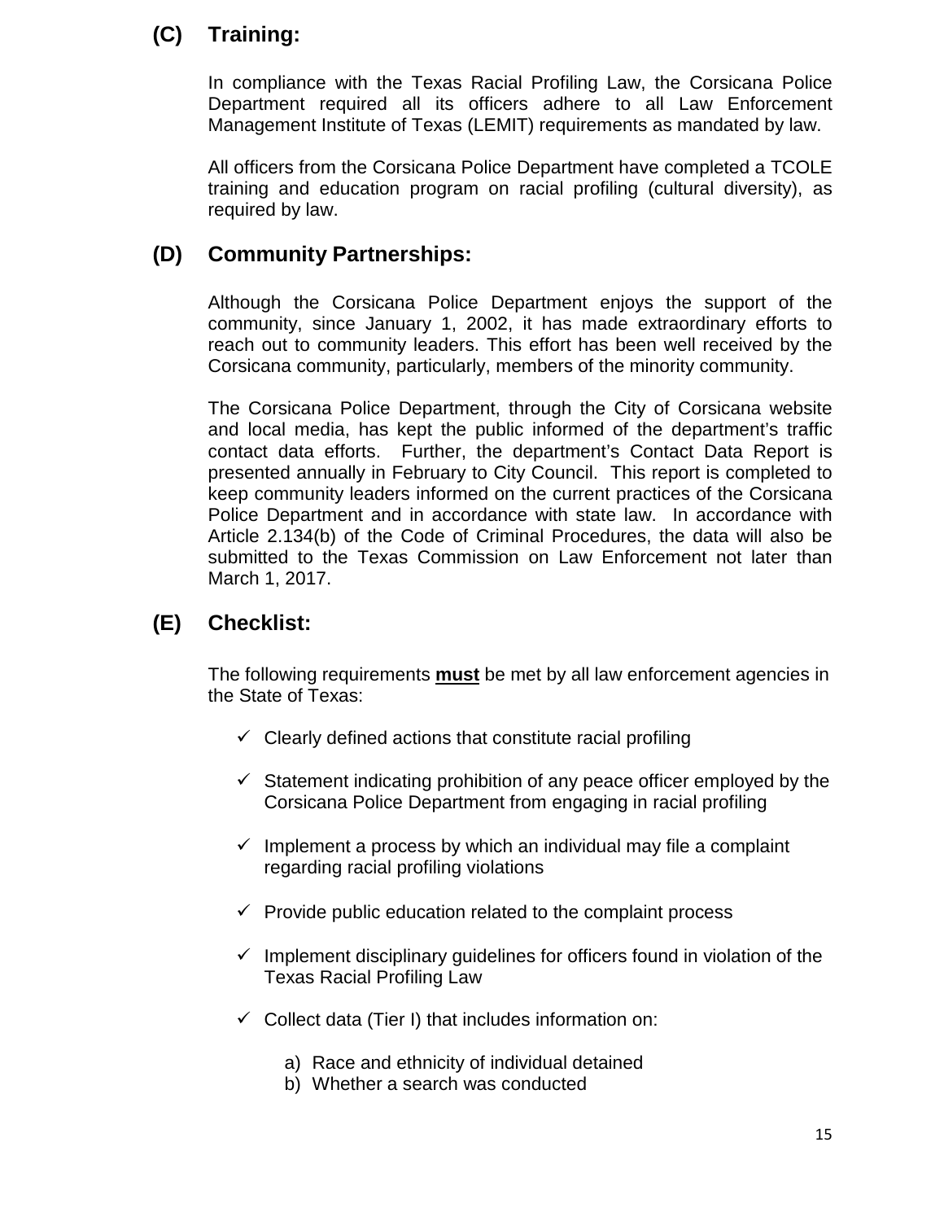## (C) Training:

In compliance with the Texas Racial Profiling Law, the Corsicana Police Department required all its officers adhere to all Law Enforcement Management Institute of Texas (LEMIT) requirements as mandated by law.

All officers from the Corsicana Police Department have completed a TCOLE training and education program on racial profiling (cultural diversity), as required by law.

## (D) Community Partnerships:

Although the Corsicana Police Department enjoys the support of the community, since January 1, 2002, it has made extraordinary efforts to reach out to community leaders. This effort has been well received by the Corsicana community, particularly, members of the minority community.

The Corsicana Police Department, through the City of Corsicana website and local media, has kept the public informed of the department's traffic contact data efforts. Further, the department's Contact Data Report is presented annually in February to City Council. This report is completed to keep community leaders informed on the current practices of the Corsicana Police Department and in accordance with state law. In accordance with Article 2.134(b) of the Code of Criminal Procedures, the data will also be submitted to the Texas Commission on Law Enforcement not later than March 1, 2017.

## (E) Checklist:

The following requirements **<u>must</u>** be met by all law enforcement agencies in the State of Texas:

- ✓ Clearly defined actions that constitute racial profiling
- ✓ Statement indicating prohibition of any peace officer employed by the Corsicana Police Department from engaging in racial profiling
- ✓ Implement a process by which an individual may file a complaint regarding racial profiling violations
- ✓ Provide public education related to the complaint process
- ✓ Implement disciplinary guidelines for officers found in violation of the Texas Racial Profiling Law
- ✓ Collect data (Tier I) that includes information on:
  a) Race and ethnicity of individual detained
  b) Whether a search was conducted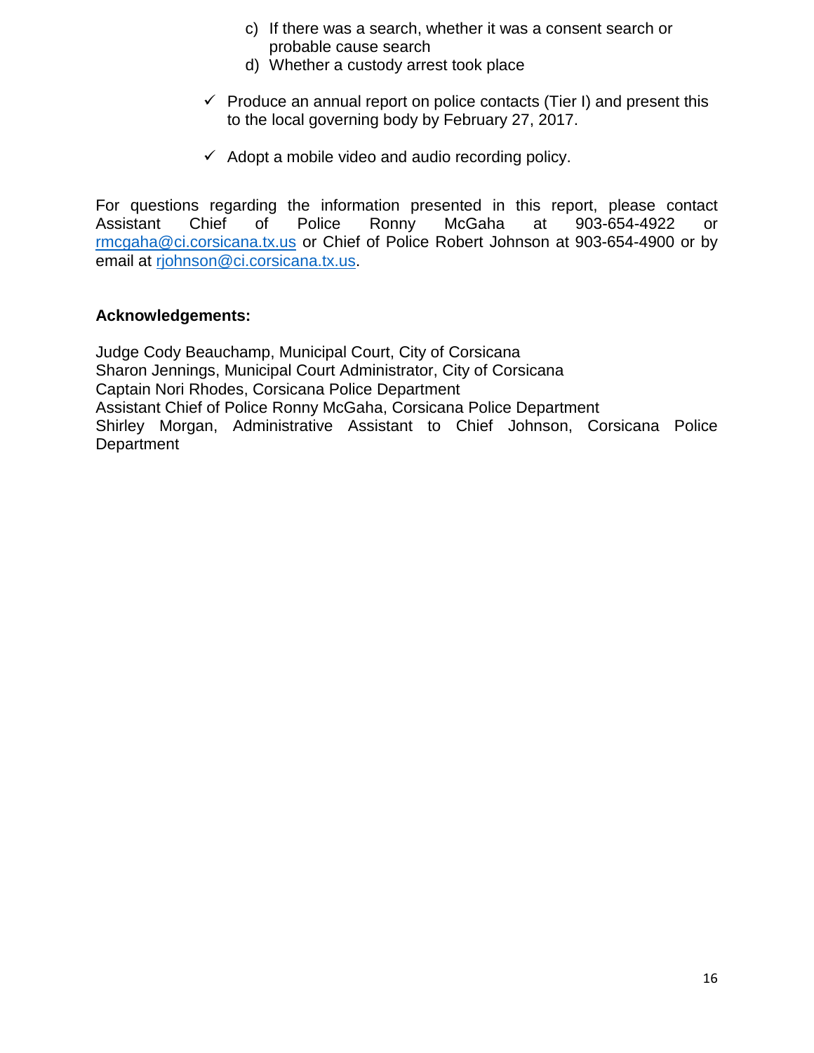c) If there was a search, whether it was a consent search or probable cause search
d) Whether a custody arrest took place

- ✓ Produce an annual report on police contacts (Tier I) and present this to the local governing body by February 27, 2017.
- ✓ Adopt a mobile video and audio recording policy.

For questions regarding the information presented in this report, please contact Assistant Chief of Police Ronny McGaha at 903-654-4922 or rmcgaha@ci.corsicana.tx.us or Chief of Police Robert Johnson at 903-654-4900 or by email at rjohnson@ci.corsicana.tx.us.

**Acknowledgements:**

Judge Cody Beauchamp, Municipal Court, City of Corsicana
Sharon Jennings, Municipal Court Administrator, City of Corsicana
Captain Nori Rhodes, Corsicana Police Department
Assistant Chief of Police Ronny McGaha, Corsicana Police Department
Shirley Morgan, Administrative Assistant to Chief Johnson, Corsicana Police Department